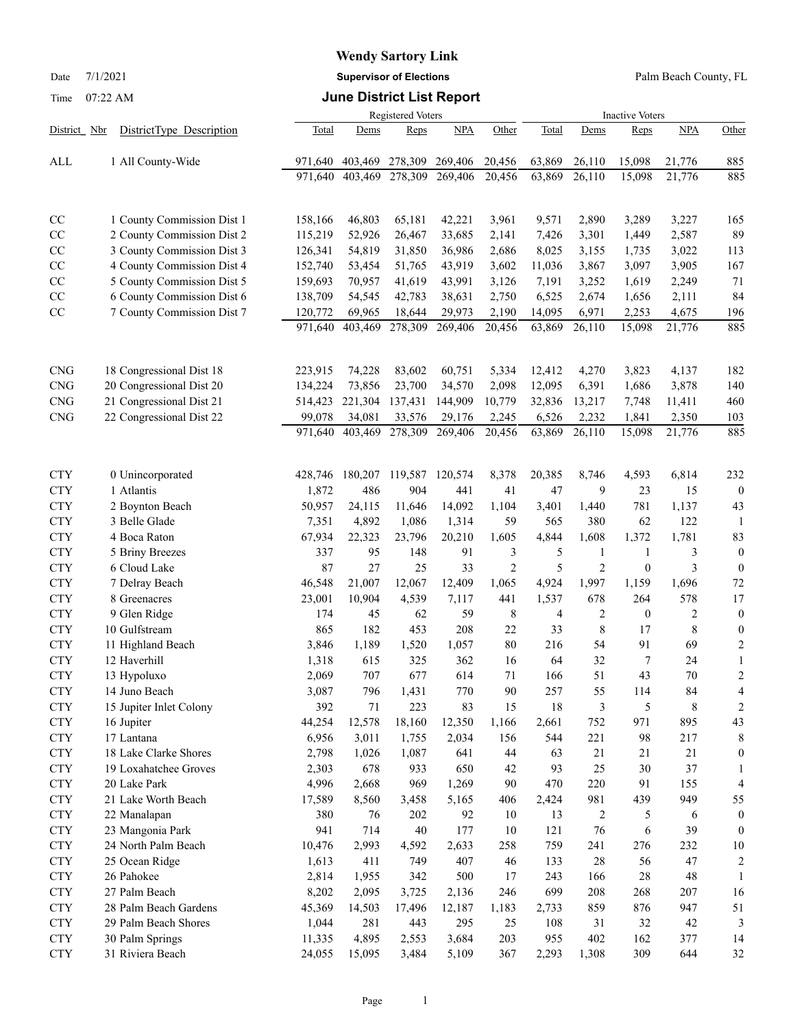# Wendy Sartory Link

Date 7/1/2021 **Supervisor of Elections** Palm Beach County, FL

Time 07:22 AM

## June District List Report

| District | Nbr | DistrictType Description | Registered Voters Total | Dems | Reps | NPA | Other | Inactive Voters Total | Dems | Reps | NPA | Other |
|---|---|---|---|---|---|---|---|---|---|---|---|---|
| ALL | 1 | All County-Wide | 971,640 | 403,469 | 278,309 | 269,406 | 20,456 | 63,869 | 26,110 | 15,098 | 21,776 | 885 |
| | | | 971,640 | 403,469 | 278,309 | 269,406 | 20,456 | 63,869 | 26,110 | 15,098 | 21,776 | 885 |
| CC | 1 | County Commission Dist 1 | 158,166 | 46,803 | 65,181 | 42,221 | 3,961 | 9,571 | 2,890 | 3,289 | 3,227 | 165 |
| CC | 2 | County Commission Dist 2 | 115,219 | 52,926 | 26,467 | 33,685 | 2,141 | 7,426 | 3,301 | 1,449 | 2,587 | 89 |
| CC | 3 | County Commission Dist 3 | 126,341 | 54,819 | 31,850 | 36,986 | 2,686 | 8,025 | 3,155 | 1,735 | 3,022 | 113 |
| CC | 4 | County Commission Dist 4 | 152,740 | 53,454 | 51,765 | 43,919 | 3,602 | 11,036 | 3,867 | 3,097 | 3,905 | 167 |
| CC | 5 | County Commission Dist 5 | 159,693 | 70,957 | 41,619 | 43,991 | 3,126 | 7,191 | 3,252 | 1,619 | 2,249 | 71 |
| CC | 6 | County Commission Dist 6 | 138,709 | 54,545 | 42,783 | 38,631 | 2,750 | 6,525 | 2,674 | 1,656 | 2,111 | 84 |
| CC | 7 | County Commission Dist 7 | 120,772 | 69,965 | 18,644 | 29,973 | 2,190 | 14,095 | 6,971 | 2,253 | 4,675 | 196 |
| | | | 971,640 | 403,469 | 278,309 | 269,406 | 20,456 | 63,869 | 26,110 | 15,098 | 21,776 | 885 |
| CNG | 18 | Congressional Dist 18 | 223,915 | 74,228 | 83,602 | 60,751 | 5,334 | 12,412 | 4,270 | 3,823 | 4,137 | 182 |
| CNG | 20 | Congressional Dist 20 | 134,224 | 73,856 | 23,700 | 34,570 | 2,098 | 12,095 | 6,391 | 1,686 | 3,878 | 140 |
| CNG | 21 | Congressional Dist 21 | 514,423 | 221,304 | 137,431 | 144,909 | 10,779 | 32,836 | 13,217 | 7,748 | 11,411 | 460 |
| CNG | 22 | Congressional Dist 22 | 99,078 | 34,081 | 33,576 | 29,176 | 2,245 | 6,526 | 2,232 | 1,841 | 2,350 | 103 |
| | | | 971,640 | 403,469 | 278,309 | 269,406 | 20,456 | 63,869 | 26,110 | 15,098 | 21,776 | 885 |
| CTY | 0 | Unincorporated | 428,746 | 180,207 | 119,587 | 120,574 | 8,378 | 20,385 | 8,746 | 4,593 | 6,814 | 232 |
| CTY | 1 | Atlantis | 1,872 | 486 | 904 | 441 | 41 | 47 | 9 | 23 | 15 | 0 |
| CTY | 2 | Boynton Beach | 50,957 | 24,115 | 11,646 | 14,092 | 1,104 | 3,401 | 1,440 | 781 | 1,137 | 43 |
| CTY | 3 | Belle Glade | 7,351 | 4,892 | 1,086 | 1,314 | 59 | 565 | 380 | 62 | 122 | 1 |
| CTY | 4 | Boca Raton | 67,934 | 22,323 | 23,796 | 20,210 | 1,605 | 4,844 | 1,608 | 1,372 | 1,781 | 83 |
| CTY | 5 | Briny Breezes | 337 | 95 | 148 | 91 | 3 | 5 | 1 | 1 | 3 | 0 |
| CTY | 6 | Cloud Lake | 87 | 27 | 25 | 33 | 2 | 5 | 2 | 0 | 3 | 0 |
| CTY | 7 | Delray Beach | 46,548 | 21,007 | 12,067 | 12,409 | 1,065 | 4,924 | 1,997 | 1,159 | 1,696 | 72 |
| CTY | 8 | Greenacres | 23,001 | 10,904 | 4,539 | 7,117 | 441 | 1,537 | 678 | 264 | 578 | 17 |
| CTY | 9 | Glen Ridge | 174 | 45 | 62 | 59 | 8 | 4 | 2 | 0 | 2 | 0 |
| CTY | 10 | Gulfstream | 865 | 182 | 453 | 208 | 22 | 33 | 8 | 17 | 8 | 0 |
| CTY | 11 | Highland Beach | 3,846 | 1,189 | 1,520 | 1,057 | 80 | 216 | 54 | 91 | 69 | 2 |
| CTY | 12 | Haverhill | 1,318 | 615 | 325 | 362 | 16 | 64 | 32 | 7 | 24 | 1 |
| CTY | 13 | Hypoluxo | 2,069 | 707 | 677 | 614 | 71 | 166 | 51 | 43 | 70 | 2 |
| CTY | 14 | Juno Beach | 3,087 | 796 | 1,431 | 770 | 90 | 257 | 55 | 114 | 84 | 4 |
| CTY | 15 | Jupiter Inlet Colony | 392 | 71 | 223 | 83 | 15 | 18 | 3 | 5 | 8 | 2 |
| CTY | 16 | Jupiter | 44,254 | 12,578 | 18,160 | 12,350 | 1,166 | 2,661 | 752 | 971 | 895 | 43 |
| CTY | 17 | Lantana | 6,956 | 3,011 | 1,755 | 2,034 | 156 | 544 | 221 | 98 | 217 | 8 |
| CTY | 18 | Lake Clarke Shores | 2,798 | 1,026 | 1,087 | 641 | 44 | 63 | 21 | 21 | 21 | 0 |
| CTY | 19 | Loxahatchee Groves | 2,303 | 678 | 933 | 650 | 42 | 93 | 25 | 30 | 37 | 1 |
| CTY | 20 | Lake Park | 4,996 | 2,668 | 969 | 1,269 | 90 | 470 | 220 | 91 | 155 | 4 |
| CTY | 21 | Lake Worth Beach | 17,589 | 8,560 | 3,458 | 5,165 | 406 | 2,424 | 981 | 439 | 949 | 55 |
| CTY | 22 | Manalapan | 380 | 76 | 202 | 92 | 10 | 13 | 2 | 5 | 6 | 0 |
| CTY | 23 | Mangonia Park | 941 | 714 | 40 | 177 | 10 | 121 | 76 | 6 | 39 | 0 |
| CTY | 24 | North Palm Beach | 10,476 | 2,993 | 4,592 | 2,633 | 258 | 759 | 241 | 276 | 232 | 10 |
| CTY | 25 | Ocean Ridge | 1,613 | 411 | 749 | 407 | 46 | 133 | 28 | 56 | 47 | 2 |
| CTY | 26 | Pahokee | 2,814 | 1,955 | 342 | 500 | 17 | 243 | 166 | 28 | 48 | 1 |
| CTY | 27 | Palm Beach | 8,202 | 2,095 | 3,725 | 2,136 | 246 | 699 | 208 | 268 | 207 | 16 |
| CTY | 28 | Palm Beach Gardens | 45,369 | 14,503 | 17,496 | 12,187 | 1,183 | 2,733 | 859 | 876 | 947 | 51 |
| CTY | 29 | Palm Beach Shores | 1,044 | 281 | 443 | 295 | 25 | 108 | 31 | 32 | 42 | 3 |
| CTY | 30 | Palm Springs | 11,335 | 4,895 | 2,553 | 3,684 | 203 | 955 | 402 | 162 | 377 | 14 |
| CTY | 31 | Riviera Beach | 24,055 | 15,095 | 3,484 | 5,109 | 367 | 2,293 | 1,308 | 309 | 644 | 32 |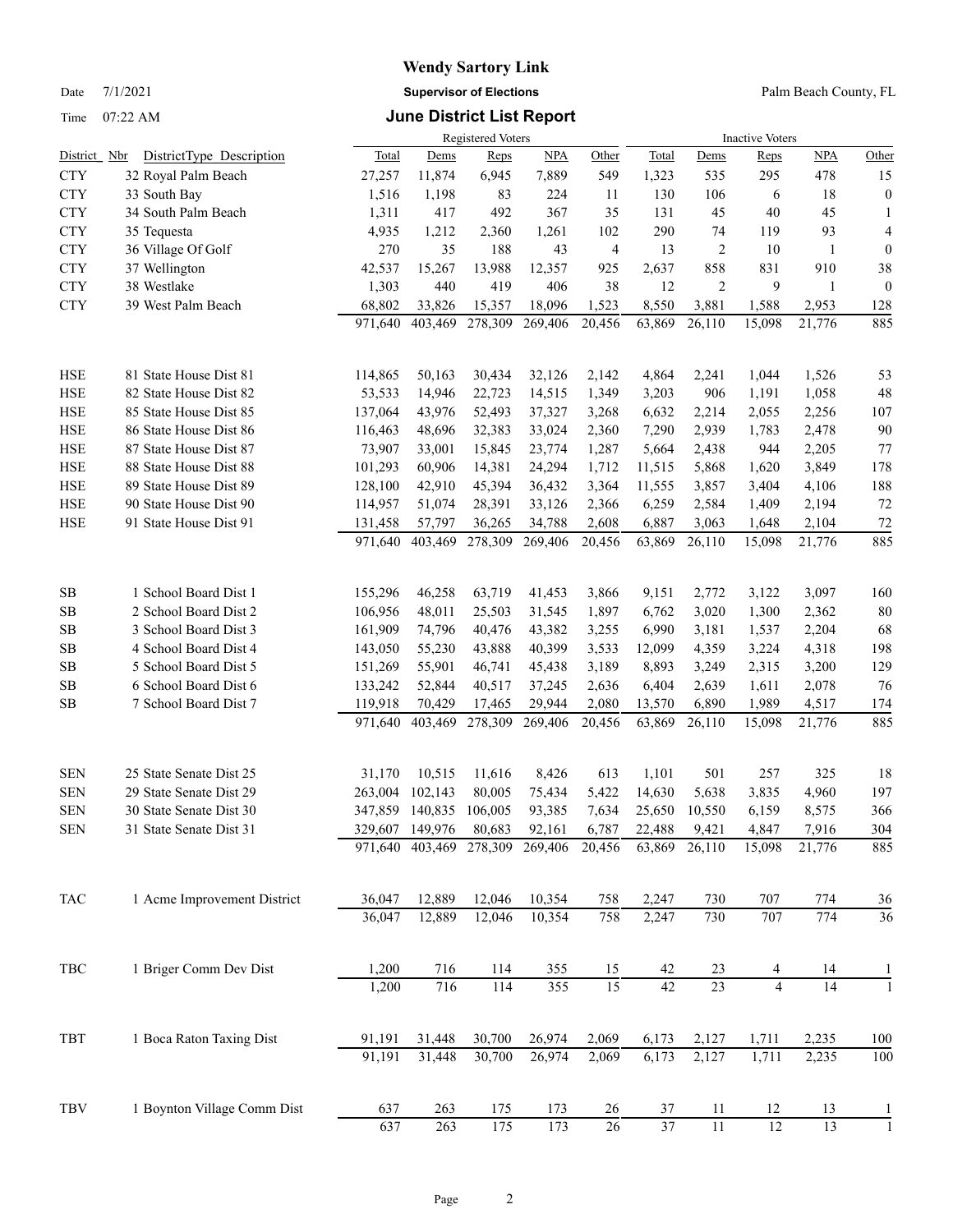**Wendy Sartory Link**

Date 7/1/2021 **Supervisor of Elections** Palm Beach County, FL

Time 07:22 AM **June District List Report**

| District | Nbr DistrictType Description | Registered Voters Total | Dems | Reps | NPA | Other | Inactive Voters Total | Dems | Reps | NPA | Other |
|---|---|---|---|---|---|---|---|---|---|---|---|
| CTY | 32 Royal Palm Beach | 27,257 | 11,874 | 6,945 | 7,889 | 549 | 1,323 | 535 | 295 | 478 | 15 |
| CTY | 33 South Bay | 1,516 | 1,198 | 83 | 224 | 11 | 130 | 106 | 6 | 18 | 0 |
| CTY | 34 South Palm Beach | 1,311 | 417 | 492 | 367 | 35 | 131 | 45 | 40 | 45 | 1 |
| CTY | 35 Tequesta | 4,935 | 1,212 | 2,360 | 1,261 | 102 | 290 | 74 | 119 | 93 | 4 |
| CTY | 36 Village Of Golf | 270 | 35 | 188 | 43 | 4 | 13 | 2 | 10 | 1 | 0 |
| CTY | 37 Wellington | 42,537 | 15,267 | 13,988 | 12,357 | 925 | 2,637 | 858 | 831 | 910 | 38 |
| CTY | 38 Westlake | 1,303 | 440 | 419 | 406 | 38 | 12 | 2 | 9 | 1 | 0 |
| CTY | 39 West Palm Beach | 68,802 | 33,826 | 15,357 | 18,096 | 1,523 | 8,550 | 3,881 | 1,588 | 2,953 | 128 |
| | | 971,640 | 403,469 | 278,309 | 269,406 | 20,456 | 63,869 | 26,110 | 15,098 | 21,776 | 885 |
| HSE | 81 State House Dist 81 | 114,865 | 50,163 | 30,434 | 32,126 | 2,142 | 4,864 | 2,241 | 1,044 | 1,526 | 53 |
| HSE | 82 State House Dist 82 | 53,533 | 14,946 | 22,723 | 14,515 | 1,349 | 3,203 | 906 | 1,191 | 1,058 | 48 |
| HSE | 85 State House Dist 85 | 137,064 | 43,976 | 52,493 | 37,327 | 3,268 | 6,632 | 2,214 | 2,055 | 2,256 | 107 |
| HSE | 86 State House Dist 86 | 116,463 | 48,696 | 32,383 | 33,024 | 2,360 | 7,290 | 2,939 | 1,783 | 2,478 | 90 |
| HSE | 87 State House Dist 87 | 73,907 | 33,001 | 15,845 | 23,774 | 1,287 | 5,664 | 2,438 | 944 | 2,205 | 77 |
| HSE | 88 State House Dist 88 | 101,293 | 60,906 | 14,381 | 24,294 | 1,712 | 11,515 | 5,868 | 1,620 | 3,849 | 178 |
| HSE | 89 State House Dist 89 | 128,100 | 42,910 | 45,394 | 36,432 | 3,364 | 11,555 | 3,857 | 3,404 | 4,106 | 188 |
| HSE | 90 State House Dist 90 | 114,957 | 51,074 | 28,391 | 33,126 | 2,366 | 6,259 | 2,584 | 1,409 | 2,194 | 72 |
| HSE | 91 State House Dist 91 | 131,458 | 57,797 | 36,265 | 34,788 | 2,608 | 6,887 | 3,063 | 1,648 | 2,104 | 72 |
| | | 971,640 | 403,469 | 278,309 | 269,406 | 20,456 | 63,869 | 26,110 | 15,098 | 21,776 | 885 |
| SB | 1 School Board Dist 1 | 155,296 | 46,258 | 63,719 | 41,453 | 3,866 | 9,151 | 2,772 | 3,122 | 3,097 | 160 |
| SB | 2 School Board Dist 2 | 106,956 | 48,011 | 25,503 | 31,545 | 1,897 | 6,762 | 3,020 | 1,300 | 2,362 | 80 |
| SB | 3 School Board Dist 3 | 161,909 | 74,796 | 40,476 | 43,382 | 3,255 | 6,990 | 3,181 | 1,537 | 2,204 | 68 |
| SB | 4 School Board Dist 4 | 143,050 | 55,230 | 43,888 | 40,399 | 3,533 | 12,099 | 4,359 | 3,224 | 4,318 | 198 |
| SB | 5 School Board Dist 5 | 151,269 | 55,901 | 46,741 | 45,438 | 3,189 | 8,893 | 3,249 | 2,315 | 3,200 | 129 |
| SB | 6 School Board Dist 6 | 133,242 | 52,844 | 40,517 | 37,245 | 2,636 | 6,404 | 2,639 | 1,611 | 2,078 | 76 |
| SB | 7 School Board Dist 7 | 119,918 | 70,429 | 17,465 | 29,944 | 2,080 | 13,570 | 6,890 | 1,989 | 4,517 | 174 |
| | | 971,640 | 403,469 | 278,309 | 269,406 | 20,456 | 63,869 | 26,110 | 15,098 | 21,776 | 885 |
| SEN | 25 State Senate Dist 25 | 31,170 | 10,515 | 11,616 | 8,426 | 613 | 1,101 | 501 | 257 | 325 | 18 |
| SEN | 29 State Senate Dist 29 | 263,004 | 102,143 | 80,005 | 75,434 | 5,422 | 14,630 | 5,638 | 3,835 | 4,960 | 197 |
| SEN | 30 State Senate Dist 30 | 347,859 | 140,835 | 106,005 | 93,385 | 7,634 | 25,650 | 10,550 | 6,159 | 8,575 | 366 |
| SEN | 31 State Senate Dist 31 | 329,607 | 149,976 | 80,683 | 92,161 | 6,787 | 22,488 | 9,421 | 4,847 | 7,916 | 304 |
| | | 971,640 | 403,469 | 278,309 | 269,406 | 20,456 | 63,869 | 26,110 | 15,098 | 21,776 | 885 |
| TAC | 1 Acme Improvement District | 36,047 | 12,889 | 12,046 | 10,354 | 758 | 2,247 | 730 | 707 | 774 | 36 |
| | | 36,047 | 12,889 | 12,046 | 10,354 | 758 | 2,247 | 730 | 707 | 774 | 36 |
| TBC | 1 Briger Comm Dev Dist | 1,200 | 716 | 114 | 355 | 15 | 42 | 23 | 4 | 14 | 1 |
| | | 1,200 | 716 | 114 | 355 | 15 | 42 | 23 | 4 | 14 | 1 |
| TBT | 1 Boca Raton Taxing Dist | 91,191 | 31,448 | 30,700 | 26,974 | 2,069 | 6,173 | 2,127 | 1,711 | 2,235 | 100 |
| | | 91,191 | 31,448 | 30,700 | 26,974 | 2,069 | 6,173 | 2,127 | 1,711 | 2,235 | 100 |
| TBV | 1 Boynton Village Comm Dist | 637 | 263 | 175 | 173 | 26 | 37 | 11 | 12 | 13 | 1 |
| | | 637 | 263 | 175 | 173 | 26 | 37 | 11 | 12 | 13 | 1 |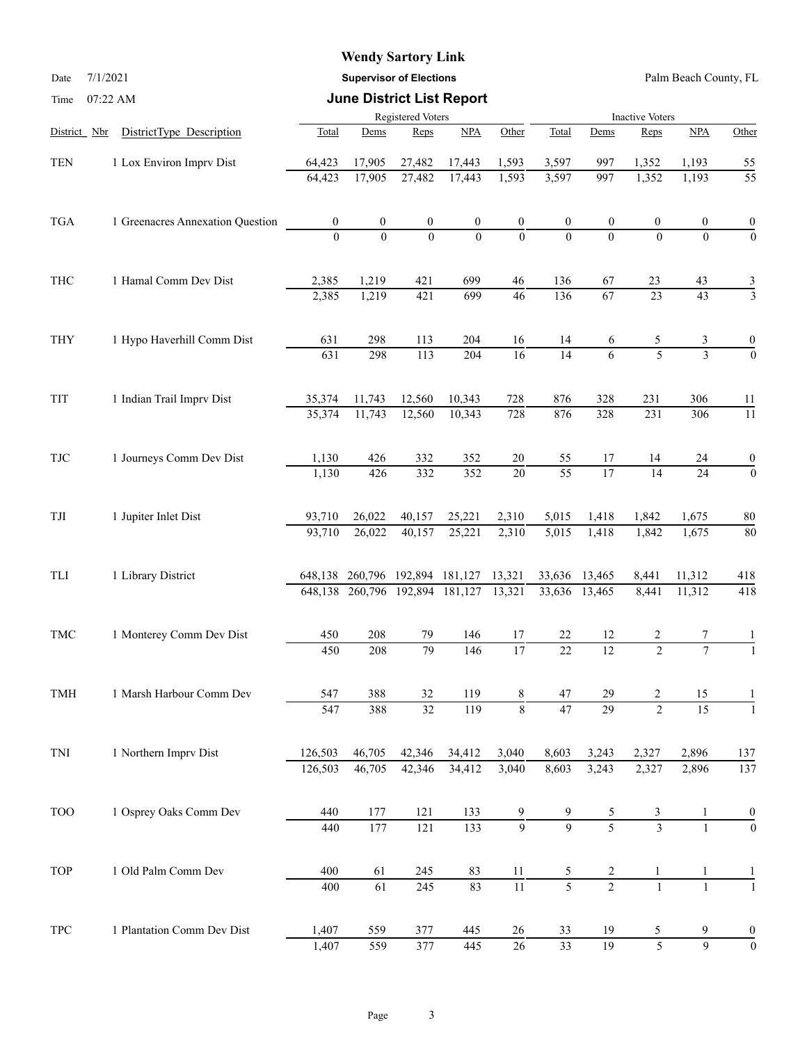**Wendy Sartory Link**

Date 7/1/2021 — **Supervisor of Elections** — Palm Beach County, FL

Time 07:22 AM — **June District List Report**

| District Nbr | DistrictType Description | Registered Voters Total | Dems | Reps | NPA | Other | Inactive Voters Total | Dems | Reps | NPA | Other |
|---|---|---|---|---|---|---|---|---|---|---|---|
| TEN | 1 Lox Environ Imprv Dist | 64,423 | 17,905 | 27,482 | 17,443 | 1,593 | 3,597 | 997 | 1,352 | 1,193 | 55 |
| | | 64,423 | 17,905 | 27,482 | 17,443 | 1,593 | 3,597 | 997 | 1,352 | 1,193 | 55 |
| TGA | 1 Greenacres Annexation Question | 0 | 0 | 0 | 0 | 0 | 0 | 0 | 0 | 0 | 0 |
| | | 0 | 0 | 0 | 0 | 0 | 0 | 0 | 0 | 0 | 0 |
| THC | 1 Hamal Comm Dev Dist | 2,385 | 1,219 | 421 | 699 | 46 | 136 | 67 | 23 | 43 | 3 |
| | | 2,385 | 1,219 | 421 | 699 | 46 | 136 | 67 | 23 | 43 | 3 |
| THY | 1 Hypo Haverhill Comm Dist | 631 | 298 | 113 | 204 | 16 | 14 | 6 | 5 | 3 | 0 |
| | | 631 | 298 | 113 | 204 | 16 | 14 | 6 | 5 | 3 | 0 |
| TIT | 1 Indian Trail Imprv Dist | 35,374 | 11,743 | 12,560 | 10,343 | 728 | 876 | 328 | 231 | 306 | 11 |
| | | 35,374 | 11,743 | 12,560 | 10,343 | 728 | 876 | 328 | 231 | 306 | 11 |
| TJC | 1 Journeys Comm Dev Dist | 1,130 | 426 | 332 | 352 | 20 | 55 | 17 | 14 | 24 | 0 |
| | | 1,130 | 426 | 332 | 352 | 20 | 55 | 17 | 14 | 24 | 0 |
| TJI | 1 Jupiter Inlet Dist | 93,710 | 26,022 | 40,157 | 25,221 | 2,310 | 5,015 | 1,418 | 1,842 | 1,675 | 80 |
| | | 93,710 | 26,022 | 40,157 | 25,221 | 2,310 | 5,015 | 1,418 | 1,842 | 1,675 | 80 |
| TLI | 1 Library District | 648,138 | 260,796 | 192,894 | 181,127 | 13,321 | 33,636 | 13,465 | 8,441 | 11,312 | 418 |
| | | 648,138 | 260,796 | 192,894 | 181,127 | 13,321 | 33,636 | 13,465 | 8,441 | 11,312 | 418 |
| TMC | 1 Monterey Comm Dev Dist | 450 | 208 | 79 | 146 | 17 | 22 | 12 | 2 | 7 | 1 |
| | | 450 | 208 | 79 | 146 | 17 | 22 | 12 | 2 | 7 | 1 |
| TMH | 1 Marsh Harbour Comm Dev | 547 | 388 | 32 | 119 | 8 | 47 | 29 | 2 | 15 | 1 |
| | | 547 | 388 | 32 | 119 | 8 | 47 | 29 | 2 | 15 | 1 |
| TNI | 1 Northern Imprv Dist | 126,503 | 46,705 | 42,346 | 34,412 | 3,040 | 8,603 | 3,243 | 2,327 | 2,896 | 137 |
| | | 126,503 | 46,705 | 42,346 | 34,412 | 3,040 | 8,603 | 3,243 | 2,327 | 2,896 | 137 |
| TOO | 1 Osprey Oaks Comm Dev | 440 | 177 | 121 | 133 | 9 | 9 | 5 | 3 | 1 | 0 |
| | | 440 | 177 | 121 | 133 | 9 | 9 | 5 | 3 | 1 | 0 |
| TOP | 1 Old Palm Comm Dev | 400 | 61 | 245 | 83 | 11 | 5 | 2 | 1 | 1 | 1 |
| | | 400 | 61 | 245 | 83 | 11 | 5 | 2 | 1 | 1 | 1 |
| TPC | 1 Plantation Comm Dev Dist | 1,407 | 559 | 377 | 445 | 26 | 33 | 19 | 5 | 9 | 0 |
| | | 1,407 | 559 | 377 | 445 | 26 | 33 | 19 | 5 | 9 | 0 |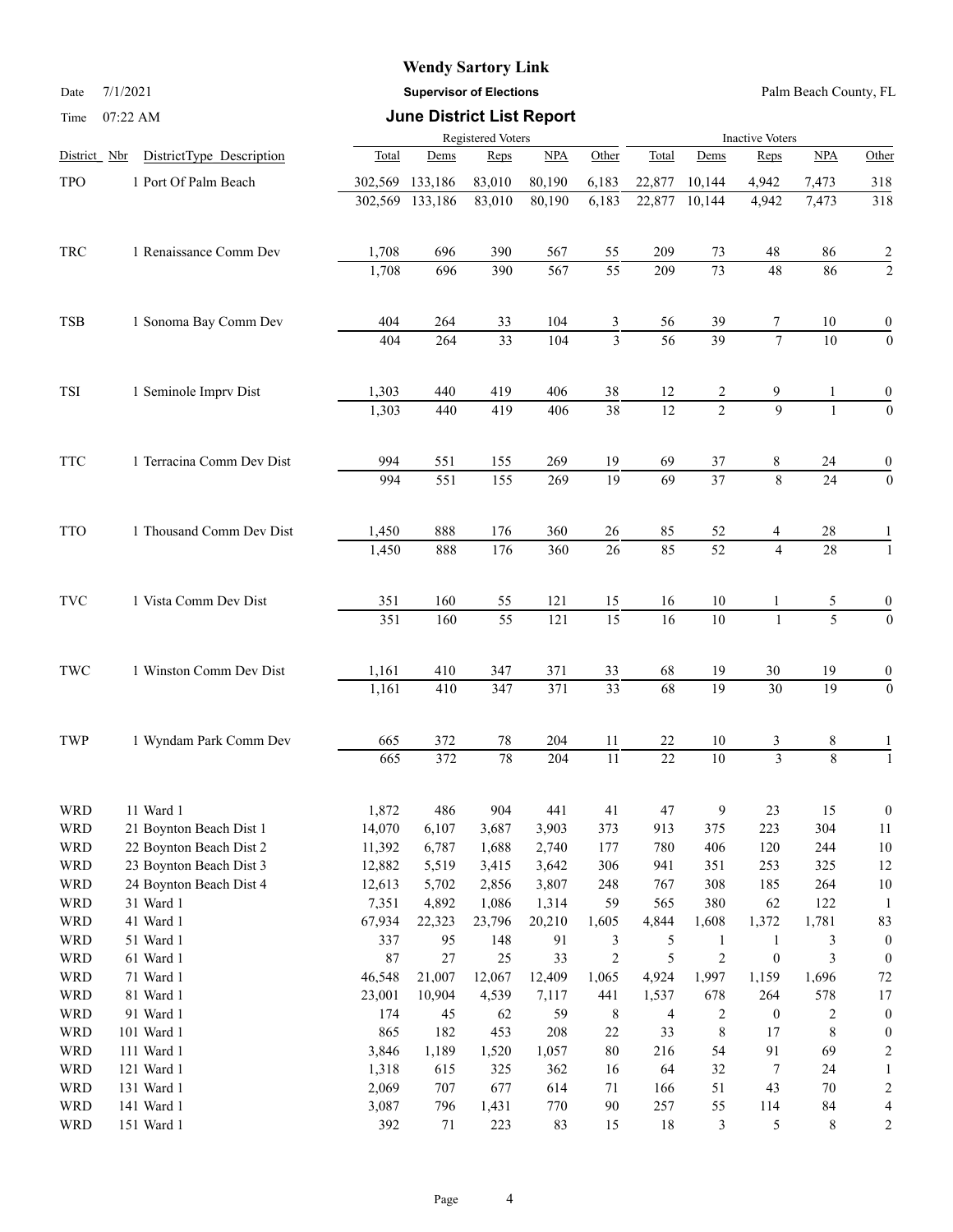# Wendy Sartory Link

**Supervisor of Elections**

Palm Beach County, FL

Date 7/1/2021

Time 07:22 AM

## June District List Report

| District | Nbr | DistrictType Description | Registered Voters Total | Dems | Reps | NPA | Other | Inactive Voters Total | Dems | Reps | NPA | Other |
|---|---|---|---|---|---|---|---|---|---|---|---|---|
| TPO | 1 | Port Of Palm Beach | 302,569 | 133,186 | 83,010 | 80,190 | 6,183 | 22,877 | 10,144 | 4,942 | 7,473 | 318 |
| | | | 302,569 | 133,186 | 83,010 | 80,190 | 6,183 | 22,877 | 10,144 | 4,942 | 7,473 | 318 |
| TRC | 1 | Renaissance Comm Dev | 1,708 | 696 | 390 | 567 | 55 | 209 | 73 | 48 | 86 | 2 |
| | | | 1,708 | 696 | 390 | 567 | 55 | 209 | 73 | 48 | 86 | 2 |
| TSB | 1 | Sonoma Bay Comm Dev | 404 | 264 | 33 | 104 | 3 | 56 | 39 | 7 | 10 | 0 |
| | | | 404 | 264 | 33 | 104 | 3 | 56 | 39 | 7 | 10 | 0 |
| TSI | 1 | Seminole Imprv Dist | 1,303 | 440 | 419 | 406 | 38 | 12 | 2 | 9 | 1 | 0 |
| | | | 1,303 | 440 | 419 | 406 | 38 | 12 | 2 | 9 | 1 | 0 |
| TTC | 1 | Terracina Comm Dev Dist | 994 | 551 | 155 | 269 | 19 | 69 | 37 | 8 | 24 | 0 |
| | | | 994 | 551 | 155 | 269 | 19 | 69 | 37 | 8 | 24 | 0 |
| TTO | 1 | Thousand Comm Dev Dist | 1,450 | 888 | 176 | 360 | 26 | 85 | 52 | 4 | 28 | 1 |
| | | | 1,450 | 888 | 176 | 360 | 26 | 85 | 52 | 4 | 28 | 1 |
| TVC | 1 | Vista Comm Dev Dist | 351 | 160 | 55 | 121 | 15 | 16 | 10 | 1 | 5 | 0 |
| | | | 351 | 160 | 55 | 121 | 15 | 16 | 10 | 1 | 5 | 0 |
| TWC | 1 | Winston Comm Dev Dist | 1,161 | 410 | 347 | 371 | 33 | 68 | 19 | 30 | 19 | 0 |
| | | | 1,161 | 410 | 347 | 371 | 33 | 68 | 19 | 30 | 19 | 0 |
| TWP | 1 | Wyndam Park Comm Dev | 665 | 372 | 78 | 204 | 11 | 22 | 10 | 3 | 8 | 1 |
| | | | 665 | 372 | 78 | 204 | 11 | 22 | 10 | 3 | 8 | 1 |
| WRD | 11 | Ward 1 | 1,872 | 486 | 904 | 441 | 41 | 47 | 9 | 23 | 15 | 0 |
| WRD | 21 | Boynton Beach Dist 1 | 14,070 | 6,107 | 3,687 | 3,903 | 373 | 913 | 375 | 223 | 304 | 11 |
| WRD | 22 | Boynton Beach Dist 2 | 11,392 | 6,787 | 1,688 | 2,740 | 177 | 780 | 406 | 120 | 244 | 10 |
| WRD | 23 | Boynton Beach Dist 3 | 12,882 | 5,519 | 3,415 | 3,642 | 306 | 941 | 351 | 253 | 325 | 12 |
| WRD | 24 | Boynton Beach Dist 4 | 12,613 | 5,702 | 2,856 | 3,807 | 248 | 767 | 308 | 185 | 264 | 10 |
| WRD | 31 | Ward 1 | 7,351 | 4,892 | 1,086 | 1,314 | 59 | 565 | 380 | 62 | 122 | 1 |
| WRD | 41 | Ward 1 | 67,934 | 22,323 | 23,796 | 20,210 | 1,605 | 4,844 | 1,608 | 1,372 | 1,781 | 83 |
| WRD | 51 | Ward 1 | 337 | 95 | 148 | 91 | 3 | 5 | 1 | 1 | 3 | 0 |
| WRD | 61 | Ward 1 | 87 | 27 | 25 | 33 | 2 | 5 | 2 | 0 | 3 | 0 |
| WRD | 71 | Ward 1 | 46,548 | 21,007 | 12,067 | 12,409 | 1,065 | 4,924 | 1,997 | 1,159 | 1,696 | 72 |
| WRD | 81 | Ward 1 | 23,001 | 10,904 | 4,539 | 7,117 | 441 | 1,537 | 678 | 264 | 578 | 17 |
| WRD | 91 | Ward 1 | 174 | 45 | 62 | 59 | 8 | 4 | 2 | 0 | 2 | 0 |
| WRD | 101 | Ward 1 | 865 | 182 | 453 | 208 | 22 | 33 | 8 | 17 | 8 | 0 |
| WRD | 111 | Ward 1 | 3,846 | 1,189 | 1,520 | 1,057 | 80 | 216 | 54 | 91 | 69 | 2 |
| WRD | 121 | Ward 1 | 1,318 | 615 | 325 | 362 | 16 | 64 | 32 | 7 | 24 | 1 |
| WRD | 131 | Ward 1 | 2,069 | 707 | 677 | 614 | 71 | 166 | 51 | 43 | 70 | 2 |
| WRD | 141 | Ward 1 | 3,087 | 796 | 1,431 | 770 | 90 | 257 | 55 | 114 | 84 | 4 |
| WRD | 151 | Ward 1 | 392 | 71 | 223 | 83 | 15 | 18 | 3 | 5 | 8 | 2 |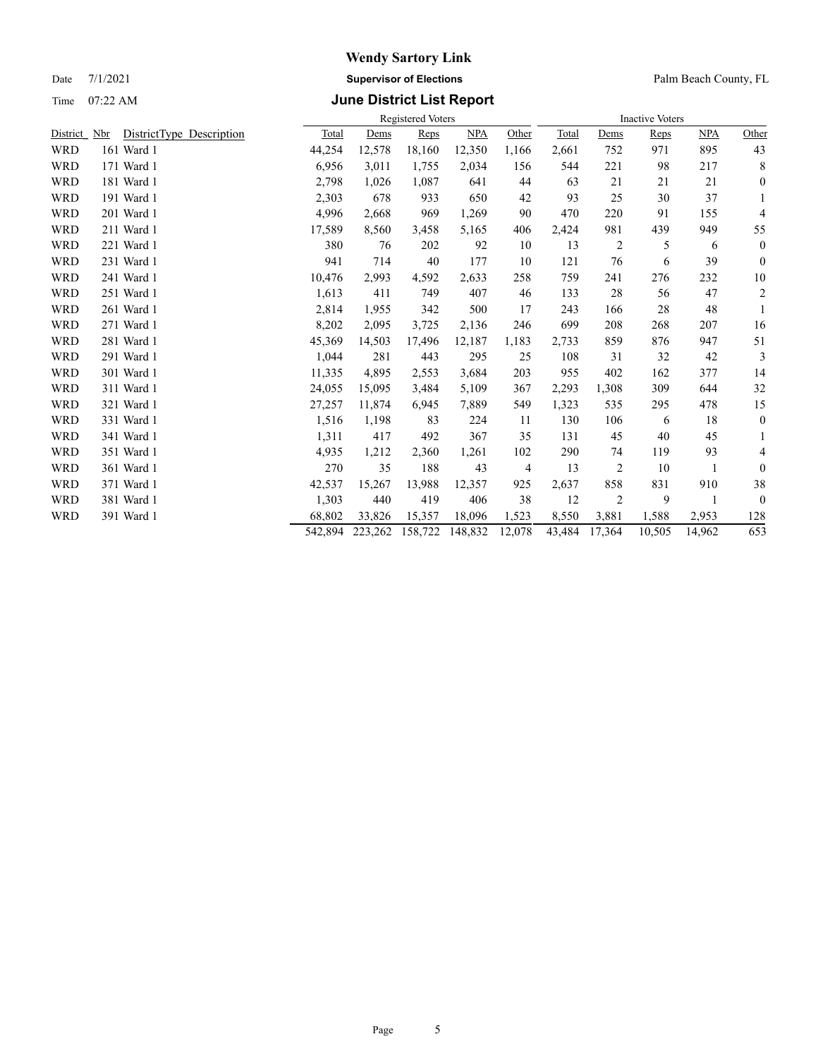**Wendy Sartory Link**

Date 7/1/2021 **Supervisor of Elections** Palm Beach County, FL

Time 07:22 AM

## June District List Report

| District | Nbr | DistrictType Description | Registered Voters Total | Dems | Reps | NPA | Other | Inactive Voters Total | Dems | Reps | NPA | Other |
|---|---|---|---|---|---|---|---|---|---|---|---|---|
| WRD | 161 | Ward 1 | 44,254 | 12,578 | 18,160 | 12,350 | 1,166 | 2,661 | 752 | 971 | 895 | 43 |
| WRD | 171 | Ward 1 | 6,956 | 3,011 | 1,755 | 2,034 | 156 | 544 | 221 | 98 | 217 | 8 |
| WRD | 181 | Ward 1 | 2,798 | 1,026 | 1,087 | 641 | 44 | 63 | 21 | 21 | 21 | 0 |
| WRD | 191 | Ward 1 | 2,303 | 678 | 933 | 650 | 42 | 93 | 25 | 30 | 37 | 1 |
| WRD | 201 | Ward 1 | 4,996 | 2,668 | 969 | 1,269 | 90 | 470 | 220 | 91 | 155 | 4 |
| WRD | 211 | Ward 1 | 17,589 | 8,560 | 3,458 | 5,165 | 406 | 2,424 | 981 | 439 | 949 | 55 |
| WRD | 221 | Ward 1 | 380 | 76 | 202 | 92 | 10 | 13 | 2 | 5 | 6 | 0 |
| WRD | 231 | Ward 1 | 941 | 714 | 40 | 177 | 10 | 121 | 76 | 6 | 39 | 0 |
| WRD | 241 | Ward 1 | 10,476 | 2,993 | 4,592 | 2,633 | 258 | 759 | 241 | 276 | 232 | 10 |
| WRD | 251 | Ward 1 | 1,613 | 411 | 749 | 407 | 46 | 133 | 28 | 56 | 47 | 2 |
| WRD | 261 | Ward 1 | 2,814 | 1,955 | 342 | 500 | 17 | 243 | 166 | 28 | 48 | 1 |
| WRD | 271 | Ward 1 | 8,202 | 2,095 | 3,725 | 2,136 | 246 | 699 | 208 | 268 | 207 | 16 |
| WRD | 281 | Ward 1 | 45,369 | 14,503 | 17,496 | 12,187 | 1,183 | 2,733 | 859 | 876 | 947 | 51 |
| WRD | 291 | Ward 1 | 1,044 | 281 | 443 | 295 | 25 | 108 | 31 | 32 | 42 | 3 |
| WRD | 301 | Ward 1 | 11,335 | 4,895 | 2,553 | 3,684 | 203 | 955 | 402 | 162 | 377 | 14 |
| WRD | 311 | Ward 1 | 24,055 | 15,095 | 3,484 | 5,109 | 367 | 2,293 | 1,308 | 309 | 644 | 32 |
| WRD | 321 | Ward 1 | 27,257 | 11,874 | 6,945 | 7,889 | 549 | 1,323 | 535 | 295 | 478 | 15 |
| WRD | 331 | Ward 1 | 1,516 | 1,198 | 83 | 224 | 11 | 130 | 106 | 6 | 18 | 0 |
| WRD | 341 | Ward 1 | 1,311 | 417 | 492 | 367 | 35 | 131 | 45 | 40 | 45 | 1 |
| WRD | 351 | Ward 1 | 4,935 | 1,212 | 2,360 | 1,261 | 102 | 290 | 74 | 119 | 93 | 4 |
| WRD | 361 | Ward 1 | 270 | 35 | 188 | 43 | 4 | 13 | 2 | 10 | 1 | 0 |
| WRD | 371 | Ward 1 | 42,537 | 15,267 | 13,988 | 12,357 | 925 | 2,637 | 858 | 831 | 910 | 38 |
| WRD | 381 | Ward 1 | 1,303 | 440 | 419 | 406 | 38 | 12 | 2 | 9 | 1 | 0 |
| WRD | 391 | Ward 1 | 68,802 | 33,826 | 15,357 | 18,096 | 1,523 | 8,550 | 3,881 | 1,588 | 2,953 | 128 |
| | | | 542,894 | 223,262 | 158,722 | 148,832 | 12,078 | 43,484 | 17,364 | 10,505 | 14,962 | 653 |